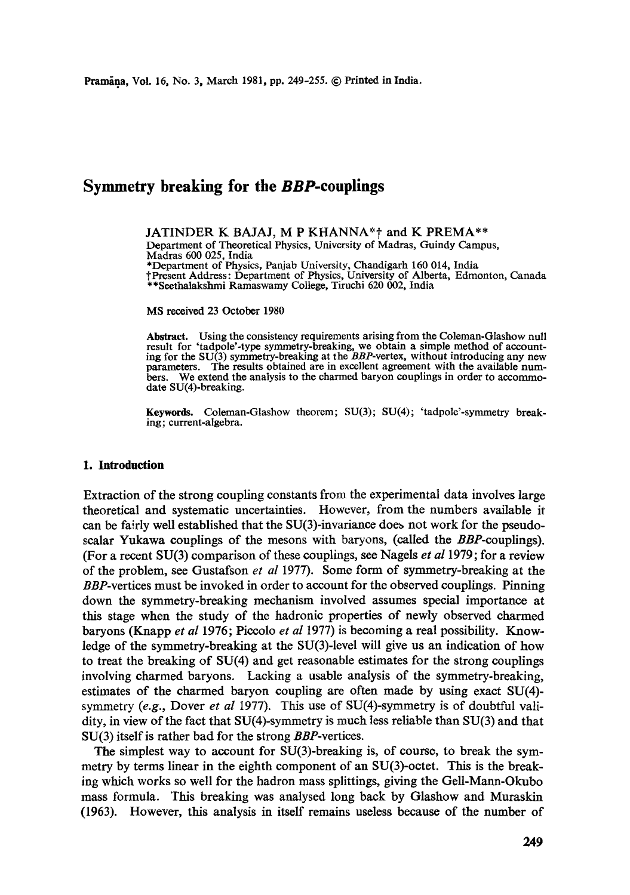# Symmetry breaking for the *BBP*-couplings

JATINDER K BAJAJ, M P KHANNA*† and K PREMA**

Department of Theoretical Physics, University of Madras, Guindy Campus, Madras 600 025, India

*Department of Physics, Panjab University, Chandigarh 160 014, India

†Present Address: Department of Physics, University of Alberta, Edmonton, Canada

**Seethalakshmi Ramaswamy College, Tiruchi 620 002, India

MS received 23 October 1980

**Abstract.** Using the consistency requirements arising from the Coleman-Glashow null result for 'tadpole'-type symmetry-breaking, we obtain a simple method of accounting for the SU(3) symmetry-breaking at the *BBP*-vertex, without introducing any new parameters. The results obtained are in excellent agreement with the available numbers. We extend the analysis to the charmed baryon couplings in order to accommodate SU(4)-breaking.

**Keywords.** Coleman-Glashow theorem; SU(3); SU(4); 'tadpole'-symmetry breaking; current-algebra.

## 1. Introduction

Extraction of the strong coupling constants from the experimental data involves large theoretical and systematic uncertainties. However, from the numbers available it can be fairly well established that the SU(3)-invariance does not work for the pseudoscalar Yukawa couplings of the mesons with baryons, (called the *BBP*-couplings). (For a recent SU(3) comparison of these couplings, see Nagels *et al* 1979; for a review of the problem, see Gustafson *et al* 1977). Some form of symmetry-breaking at the *BBP*-vertices must be invoked in order to account for the observed couplings. Pinning down the symmetry-breaking mechanism involved assumes special importance at this stage when the study of the hadronic properties of newly observed charmed baryons (Knapp *et al* 1976; Piccolo *et al* 1977) is becoming a real possibility. Knowledge of the symmetry-breaking at the SU(3)-level will give us an indication of how to treat the breaking of SU(4) and get reasonable estimates for the strong couplings involving charmed baryons. Lacking a usable analysis of the symmetry-breaking, estimates of the charmed baryon coupling are often made by using exact SU(4)-symmetry (*e.g.*, Dover *et al* 1977). This use of SU(4)-symmetry is of doubtful validity, in view of the fact that SU(4)-symmetry is much less reliable than SU(3) and that SU(3) itself is rather bad for the strong *BBP*-vertices.

The simplest way to account for SU(3)-breaking is, of course, to break the symmetry by terms linear in the eighth component of an SU(3)-octet. This is the breaking which works so well for the hadron mass splittings, giving the Gell-Mann-Okubo mass formula. This breaking was analysed long back by Glashow and Muraskin (1963). However, this analysis in itself remains useless because of the number of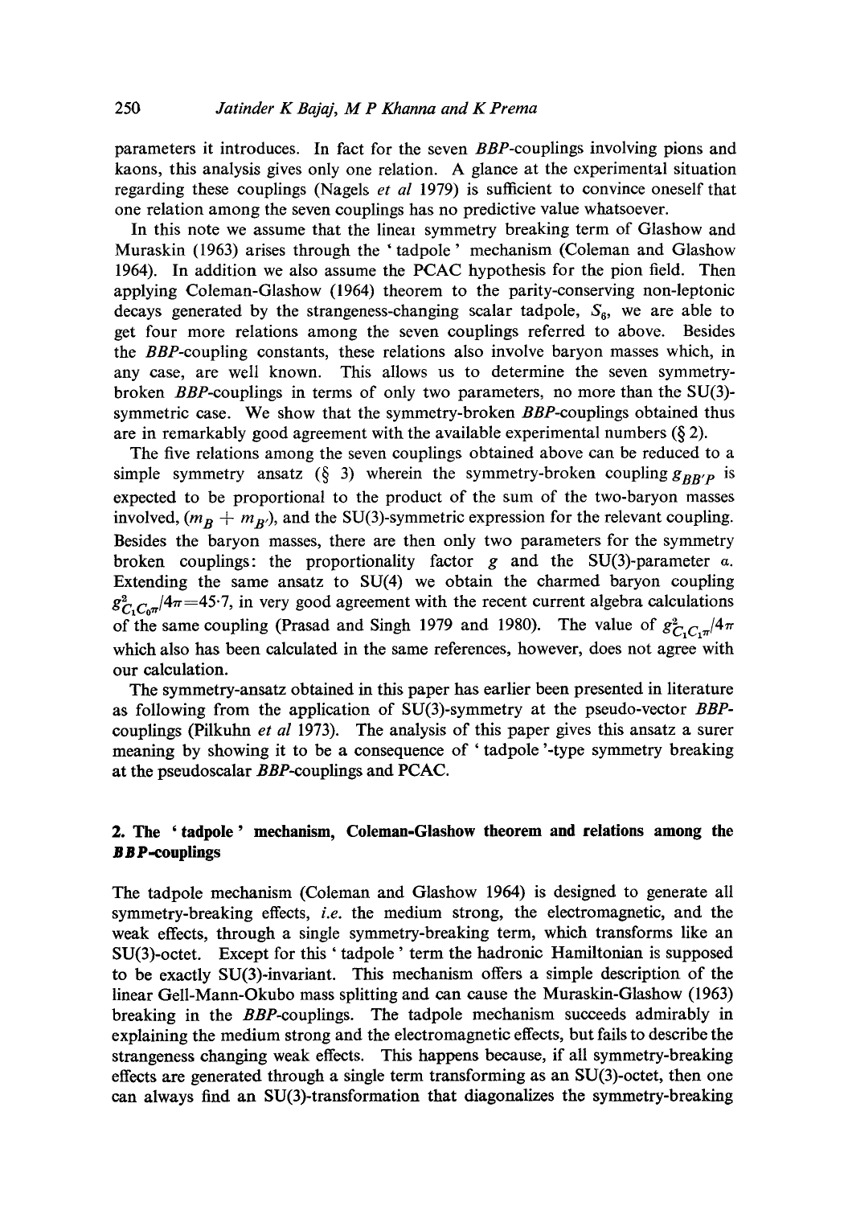parameters it introduces. In fact for the seven *BBP*-couplings involving pions and kaons, this analysis gives only one relation. A glance at the experimental situation regarding these couplings (Nagels *et al* 1979) is sufficient to convince oneself that one relation among the seven couplings has no predictive value whatsoever.

In this note we assume that the lineaı symmetry breaking term of Glashow and Muraskin (1963) arises through the 'tadpole' mechanism (Coleman and Glashow 1964). In addition we also assume the PCAC hypothesis for the pion field. Then applying Coleman-Glashow (1964) theorem to the parity-conserving non-leptonic decays generated by the strangeness-changing scalar tadpole, $S_6$, we are able to get four more relations among the seven couplings referred to above. Besides the *BBP*-coupling constants, these relations also involve baryon masses which, in any case, are well known. This allows us to determine the seven symmetry-broken *BBP*-couplings in terms of only two parameters, no more than the SU(3)-symmetric case. We show that the symmetry-broken *BBP*-couplings obtained thus are in remarkably good agreement with the available experimental numbers (§ 2).

The five relations among the seven couplings obtained above can be reduced to a simple symmetry ansatz (§ 3) wherein the symmetry-broken coupling $g_{BB'P}$ is expected to be proportional to the product of the sum of the two-baryon masses involved, $(m_B + m_{B'})$, and the SU(3)-symmetric expression for the relevant coupling. Besides the baryon masses, there are then only two parameters for the symmetry broken couplings: the proportionality factor $g$ and the SU(3)-parameter $\alpha$. Extending the same ansatz to SU(4) we obtain the charmed baryon coupling $g^2_{C_1 C_0 \pi}/4\pi = 45{\cdot}7$, in very good agreement with the recent current algebra calculations of the same coupling (Prasad and Singh 1979 and 1980). The value of $g^2_{C_1 C_1 \pi}/4\pi$ which also has been calculated in the same references, however, does not agree with our calculation.

The symmetry-ansatz obtained in this paper has earlier been presented in literature as following from the application of SU(3)-symmetry at the pseudo-vector *BBP*-couplings (Pilkuhn *et al* 1973). The analysis of this paper gives this ansatz a surer meaning by showing it to be a consequence of 'tadpole'-type symmetry breaking at the pseudoscalar *BBP*-couplings and PCAC.

## 2. The 'tadpole' mechanism, Coleman-Glashow theorem and relations among the *BBP*-couplings

The tadpole mechanism (Coleman and Glashow 1964) is designed to generate all symmetry-breaking effects, *i.e.* the medium strong, the electromagnetic, and the weak effects, through a single symmetry-breaking term, which transforms like an SU(3)-octet. Except for this 'tadpole' term the hadronic Hamiltonian is supposed to be exactly SU(3)-invariant. This mechanism offers a simple description of the linear Gell-Mann-Okubo mass splitting and can cause the Muraskin-Glashow (1963) breaking in the *BBP*-couplings. The tadpole mechanism succeeds admirably in explaining the medium strong and the electromagnetic effects, but fails to describe the strangeness changing weak effects. This happens because, if all symmetry-breaking effects are generated through a single term transforming as an SU(3)-octet, then one can always find an SU(3)-transformation that diagonalizes the symmetry-breaking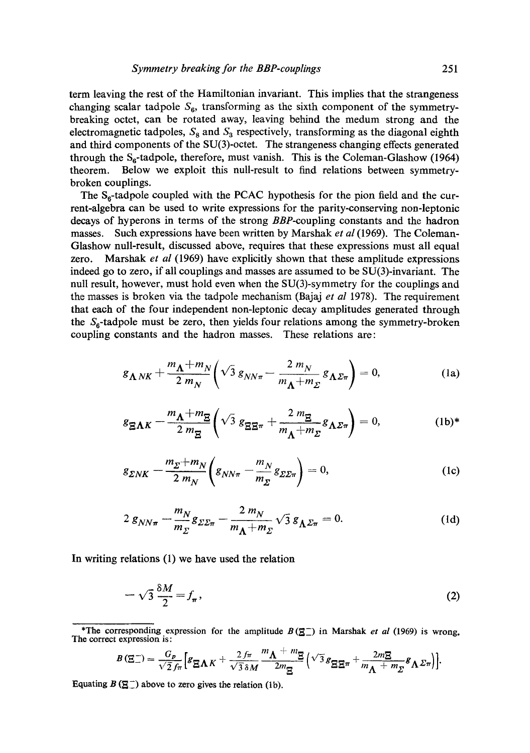term leaving the rest of the Hamiltonian invariant. This implies that the strangeness changing scalar tadpole $S_6$, transforming as the sixth component of the symmetry-breaking octet, can be rotated away, leaving behind the medum strong and the electromagnetic tadpoles, $S_8$ and $S_3$ respectively, transforming as the diagonal eighth and third components of the SU(3)-octet. The strangeness changing effects generated through the $S_6$-tadpole, therefore, must vanish. This is the Coleman-Glashow (1964) theorem. Below we exploit this null-result to find relations between symmetry-broken couplings.

The $S_6$-tadpole coupled with the PCAC hypothesis for the pion field and the current-algebra can be used to write expressions for the parity-conserving non-leptonic decays of hyperons in terms of the strong *BBP*-coupling constants and the hadron masses. Such expressions have been written by Marshak *et al* (1969). The Coleman-Glashow null-result, discussed above, requires that these expressions must all equal zero. Marshak *et al* (1969) have explicitly shown that these amplitude expressions indeed go to zero, if all couplings and masses are assumed to be SU(3)-invariant. The null result, however, must hold even when the SU(3)-symmetry for the couplings and the masses is broken via the tadpole mechanism (Bajaj *et al* 1978). The requirement that each of the four independent non-leptonic decay amplitudes generated through the $S_6$-tadpole must be zero, then yields four relations among the symmetry-broken coupling constants and the hadron masses. These relations are:

$$g_{\Lambda NK} + \frac{m_\Lambda + m_N}{2\, m_N}\left(\sqrt{3}\, g_{NN\pi} - \frac{2\, m_N}{m_\Lambda + m_\Sigma}\, g_{\Lambda\Sigma\pi}\right) = 0, \tag{1a}$$

$$g_{\Xi\Lambda K} - \frac{m_\Lambda + m_\Xi}{2\, m_\Xi}\left(\sqrt{3}\, g_{\Xi\Xi\pi} + \frac{2\, m_\Xi}{m_\Lambda + m_\Sigma}\, g_{\Lambda\Sigma\pi}\right) = 0, \tag{1b*}$$

$$g_{\Sigma NK} - \frac{m_\Sigma + m_N}{2\, m_N}\left(g_{NN\pi} - \frac{m_N}{m_\Sigma}\, g_{\Sigma\Sigma\pi}\right) = 0, \tag{1c}$$

$$2\, g_{NN\pi} - \frac{m_N}{m_\Sigma}\, g_{\Sigma\Sigma\pi} - \frac{2\, m_N}{m_\Lambda + m_\Sigma}\sqrt{3}\, g_{\Lambda\Sigma\pi} = 0. \tag{1d}$$

In writing relations (1) we have used the relation

$$-\sqrt{3}\,\frac{\delta M}{2} = f_\pi, \tag{2}$$

---

*The corresponding expression for the amplitude $B(\Xi^-_-)$ in Marshak *et al* (1969) is wrong. The correct expression is:

$$B(\Xi^-_-) = \frac{G_p}{\sqrt{2} f_\pi}\left[g_{\Xi\Lambda K} + \frac{2 f_\pi}{\sqrt{3}\,\delta M}\,\frac{m_\Lambda + m_\Xi}{2 m_\Xi}\left(\sqrt{3}\, g_{\Xi\Xi\pi} + \frac{2 m_\Xi}{m_\Lambda + m_\Sigma}\, g_{\Lambda\Sigma\pi}\right)\right].$$

Equating $B(\Xi^-_-)$ above to zero gives the relation (1b).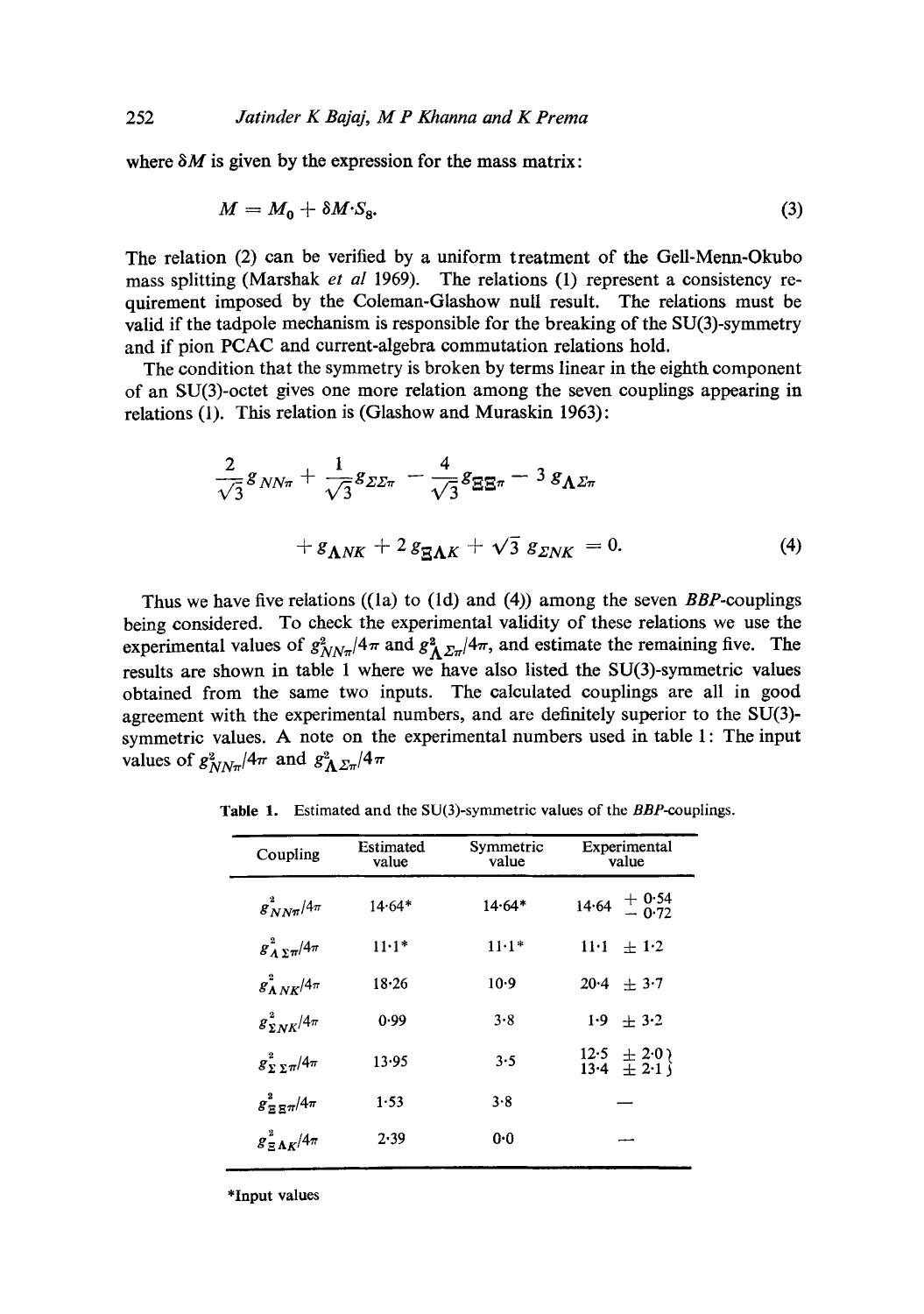where $\delta M$ is given by the expression for the mass matrix:

$$M = M_0 + \delta M \cdot S_8. \tag{3}$$

The relation (2) can be verified by a uniform treatment of the Gell-Menn-Okubo mass splitting (Marshak *et al* 1969). The relations (1) represent a consistency requirement imposed by the Coleman-Glashow null result. The relations must be valid if the tadpole mechanism is responsible for the breaking of the SU(3)-symmetry and if pion PCAC and current-algebra commutation relations hold.

The condition that the symmetry is broken by terms linear in the eighth component of an SU(3)-octet gives one more relation among the seven couplings appearing in relations (1). This relation is (Glashow and Muraskin 1963):

$$\frac{2}{\sqrt{3}} g_{NN\pi} + \frac{1}{\sqrt{3}} g_{\Sigma\Sigma\pi} - \frac{4}{\sqrt{3}} g_{\Xi\Xi\pi} - 3\, g_{\Lambda\Sigma\pi} + g_{\Lambda NK} + 2\, g_{\Xi\Lambda K} + \sqrt{3}\, g_{\Sigma NK} = 0. \tag{4}$$

Thus we have five relations ((1a) to (1d) and (4)) among the seven *BBP*-couplings being considered. To check the experimental validity of these relations we use the experimental values of $g^2_{NN\pi}/4\pi$ and $g^2_{\Lambda\Sigma\pi}/4\pi$, and estimate the remaining five. The results are shown in table 1 where we have also listed the SU(3)-symmetric values obtained from the same two inputs. The calculated couplings are all in good agreement with the experimental numbers, and are definitely superior to the SU(3)-symmetric values. A note on the experimental numbers used in table 1: The input values of $g^2_{NN\pi}/4\pi$ and $g^2_{\Lambda\Sigma\pi}/4\pi$

**Table 1.** Estimated and the SU(3)-symmetric values of the *BBP*-couplings.

| Coupling | Estimated value | Symmetric value | Experimental value |
|---|---|---|---|
| $g^2_{NN\pi}/4\pi$ | 14·64* | 14·64* | $14{\cdot}64\ {}^{+0{\cdot}54}_{-0{\cdot}72}$ |
| $g^2_{\Lambda\Sigma\pi}/4\pi$ | 11·1* | 11·1* | 11·1 ± 1·2 |
| $g^2_{\Lambda NK}/4\pi$ | 18·26 | 10·9 | 20·4 ± 3·7 |
| $g^2_{\Sigma NK}/4\pi$ | 0·99 | 3·8 | 1·9 ± 3·2 |
| $g^2_{\Sigma\Sigma\pi}/4\pi$ | 13·95 | 3·5 | 12·5 ± 2·0; 13·4 ± 2·1 |
| $g^2_{\Xi\Xi\pi}/4\pi$ | 1·53 | 3·8 | — |
| $g^2_{\Xi\Lambda K}/4\pi$ | 2·39 | 0·0 | — |

*Input values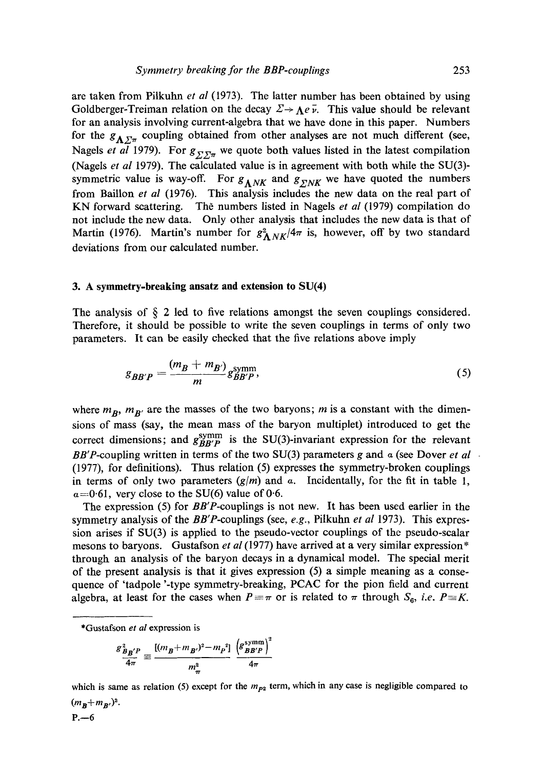are taken from Pilkuhn *et al* (1973). The latter number has been obtained by using Goldberger-Treiman relation on the decay $\Sigma \to \Lambda e \bar{\nu}$. This value should be relevant for an analysis involving current-algebra that we have done in this paper. Numbers for the $g_{\Lambda\Sigma\pi}$ coupling obtained from other analyses are not much different (see, Nagels *et al* 1979). For $g_{\Sigma\Sigma\pi}$ we quote both values listed in the latest compilation (Nagels *et al* 1979). The calculated value is in agreement with both while the SU(3)-symmetric value is way-off. For $g_{\Lambda NK}$ and $g_{\Sigma NK}$ we have quoted the numbers from Baillon *et al* (1976). This analysis includes the new data on the real part of KN forward scattering. The numbers listed in Nagels *et al* (1979) compilation do not include the new data. Only other analysis that includes the new data is that of Martin (1976). Martin's number for $g^2_{\Lambda NK}/4\pi$ is, however, off by two standard deviations from our calculated number.

### 3. A symmetry-breaking ansatz and extension to SU(4)

The analysis of § 2 led to five relations amongst the seven couplings considered. Therefore, it should be possible to write the seven couplings in terms of only two parameters. It can be easily checked that the five relations above imply

$$g_{BB'P} = \frac{(m_B + m_{B'})}{m} g^{\text{symm}}_{BB'P}, \tag{5}$$

where $m_B$, $m_{B'}$ are the masses of the two baryons; $m$ is a constant with the dimensions of mass (say, the mean mass of the baryon multiplet) introduced to get the correct dimensions; and $g^{\text{symm}}_{BB'P}$ is the SU(3)-invariant expression for the relevant $BB'P$-coupling written in terms of the two SU(3) parameters $g$ and $\alpha$ (see Dover *et al* (1977), for definitions). Thus relation (5) expresses the symmetry-broken couplings in terms of only two parameters $(g/m)$ and $\alpha$. Incidentally, for the fit in table 1, $\alpha = 0{\cdot}61$, very close to the SU(6) value of 0·6.

The expression (5) for $BB'P$-couplings is not new. It has been used earlier in the symmetry analysis of the $BB'P$-couplings (see, *e.g.*, Pilkuhn *et al* 1973). This expression arises if SU(3) is applied to the pseudo-vector couplings of the pseudo-scalar mesons to baryons. Gustafson *et al* (1977) have arrived at a very similar expression* through an analysis of the baryon decays in a dynamical model. The special merit of the present analysis is that it gives expression (5) a simple meaning as a consequence of 'tadpole'-type symmetry-breaking, PCAC for the pion field and current algebra, at least for the cases when $P \equiv \pi$ or is related to $\pi$ through $S_6$, *i.e.* $P \equiv K$.

---

*Gustafson *et al* expression is

$$\frac{g^2_{BB'P}}{4\pi} \equiv \frac{[(m_B + m_{B'})^2 - m_P{}^2]}{m^2_\pi} \frac{\left(g^{\text{symm}}_{BB'P}\right)^2}{4\pi}$$

which is same as relation (5) except for the $m_{P2}$ term, which in any case is negligible compared to $(m_B + m_{B'})^2$.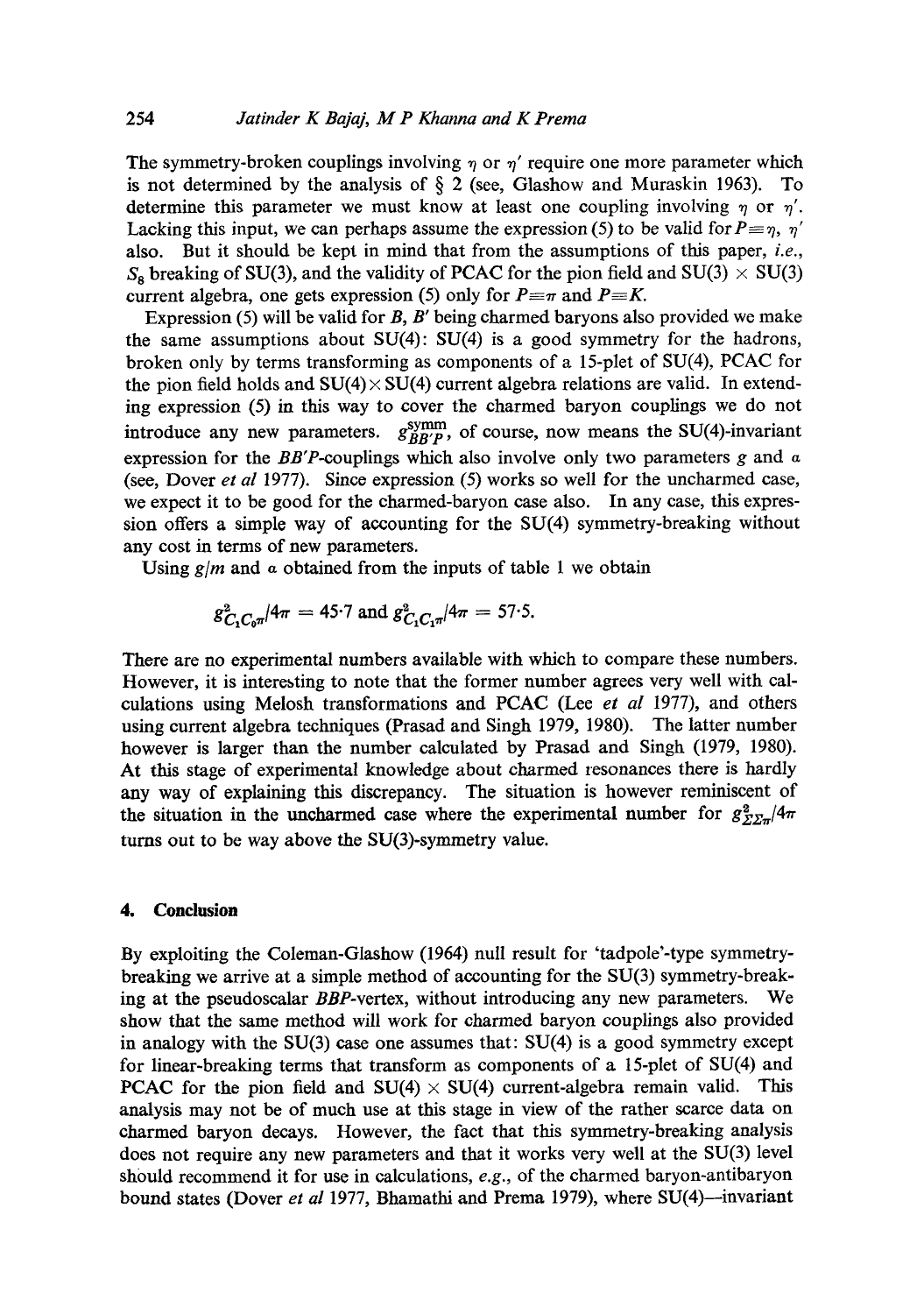The symmetry-broken couplings involving $\eta$ or $\eta'$ require one more parameter which is not determined by the analysis of § 2 (see, Glashow and Muraskin 1963). To determine this parameter we must know at least one coupling involving $\eta$ or $\eta'$. Lacking this input, we can perhaps assume the expression (5) to be valid for $P \equiv \eta$, $\eta'$ also. But it should be kept in mind that from the assumptions of this paper, *i.e.*, $S_8$ breaking of SU(3), and the validity of PCAC for the pion field and SU(3) $\times$ SU(3) current algebra, one gets expression (5) only for $P \equiv \pi$ and $P \equiv K$.

Expression (5) will be valid for $B$, $B'$ being charmed baryons also provided we make the same assumptions about SU(4): SU(4) is a good symmetry for the hadrons, broken only by terms transforming as components of a 15-plet of SU(4), PCAC for the pion field holds and SU(4) $\times$ SU(4) current algebra relations are valid. In extending expression (5) in this way to cover the charmed baryon couplings we do not introduce any new parameters. $g^{\text{symm}}_{BB'P}$, of course, now means the SU(4)-invariant expression for the $BB'P$-couplings which also involve only two parameters $g$ and $\alpha$ (see, Dover *et al* 1977). Since expression (5) works so well for the uncharmed case, we expect it to be good for the charmed-baryon case also. In any case, this expression offers a simple way of accounting for the SU(4) symmetry-breaking without any cost in terms of new parameters.

Using $g/m$ and $\alpha$ obtained from the inputs of table 1 we obtain

$$g^2_{C_1C_0\pi}/4\pi = 45{\cdot}7 \text{ and } g^2_{C_1C_1\pi}/4\pi = 57{\cdot}5.$$

There are no experimental numbers available with which to compare these numbers. However, it is interesting to note that the former number agrees very well with calculations using Melosh transformations and PCAC (Lee *et al* 1977), and others using current algebra techniques (Prasad and Singh 1979, 1980). The latter number however is larger than the number calculated by Prasad and Singh (1979, 1980). At this stage of experimental knowledge about charmed resonances there is hardly any way of explaining this discrepancy. The situation is however reminiscent of the situation in the uncharmed case where the experimental number for $g^2_{\Sigma\Sigma\pi}/4\pi$ turns out to be way above the SU(3)-symmetry value.

## 4. Conclusion

By exploiting the Coleman-Glashow (1964) null result for 'tadpole'-type symmetry-breaking we arrive at a simple method of accounting for the SU(3) symmetry-breaking at the pseudoscalar $BBP$-vertex, without introducing any new parameters. We show that the same method will work for charmed baryon couplings also provided in analogy with the SU(3) case one assumes that: SU(4) is a good symmetry except for linear-breaking terms that transform as components of a 15-plet of SU(4) and PCAC for the pion field and SU(4) $\times$ SU(4) current-algebra remain valid. This analysis may not be of much use at this stage in view of the rather scarce data on charmed baryon decays. However, the fact that this symmetry-breaking analysis does not require any new parameters and that it works very well at the SU(3) level should recommend it for use in calculations, *e.g.*, of the charmed baryon-antibaryon bound states (Dover *et al* 1977, Bhamathi and Prema 1979), where SU(4)—invariant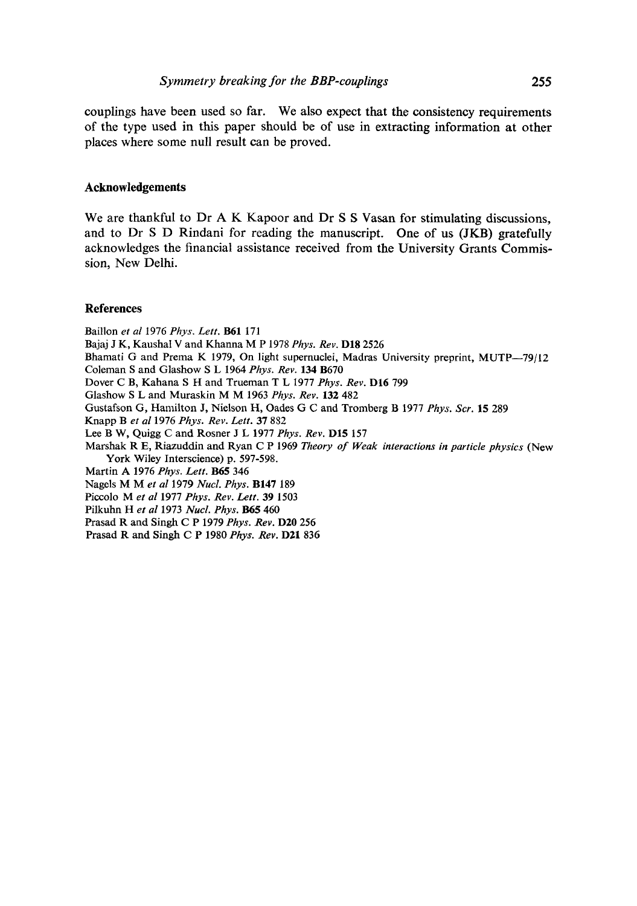couplings have been used so far. We also expect that the consistency requirements of the type used in this paper should be of use in extracting information at other places where some null result can be proved.

## Acknowledgements

We are thankful to Dr A K Kapoor and Dr S S Vasan for stimulating discussions, and to Dr S D Rindani for reading the manuscript. One of us (JKB) gratefully acknowledges the financial assistance received from the University Grants Commission, New Delhi.

## References

Baillon *et al* 1976 *Phys. Lett.* **B61** 171

Bajaj J K, Kaushal V and Khanna M P 1978 *Phys. Rev.* **D18** 2526

Bhamati G and Prema K 1979, On light supernuclei, Madras University preprint, MUTP—79/12

Coleman S and Glashow S L 1964 *Phys. Rev.* **134** B670

Dover C B, Kahana S H and Trueman T L 1977 *Phys. Rev.* **D16** 799

Glashow S L and Muraskin M M 1963 *Phys. Rev.* **132** 482

Gustafson G, Hamilton J, Nielson H, Oades G C and Tromberg B 1977 *Phys. Scr.* **15** 289

Knapp B *et al* 1976 *Phys. Rev. Lett.* **37** 882

Lee B W, Quigg C and Rosner J L 1977 *Phys. Rev.* **D15** 157

Marshak R E, Riazuddin and Ryan C P 1969 *Theory of Weak interactions in particle physics* (New York Wiley Interscience) p. 597-598.

Martin A 1976 *Phys. Lett.* **B65** 346

Nagels M M *et al* 1979 *Nucl. Phys.* **B147** 189

Piccolo M *et al* 1977 *Phys. Rev. Lett.* **39** 1503

Pilkuhn H *et al* 1973 *Nucl. Phys.* **B65** 460

Prasad R and Singh C P 1979 *Phys. Rev.* **D20** 256

Prasad R and Singh C P 1980 *Phys. Rev.* **D21** 836